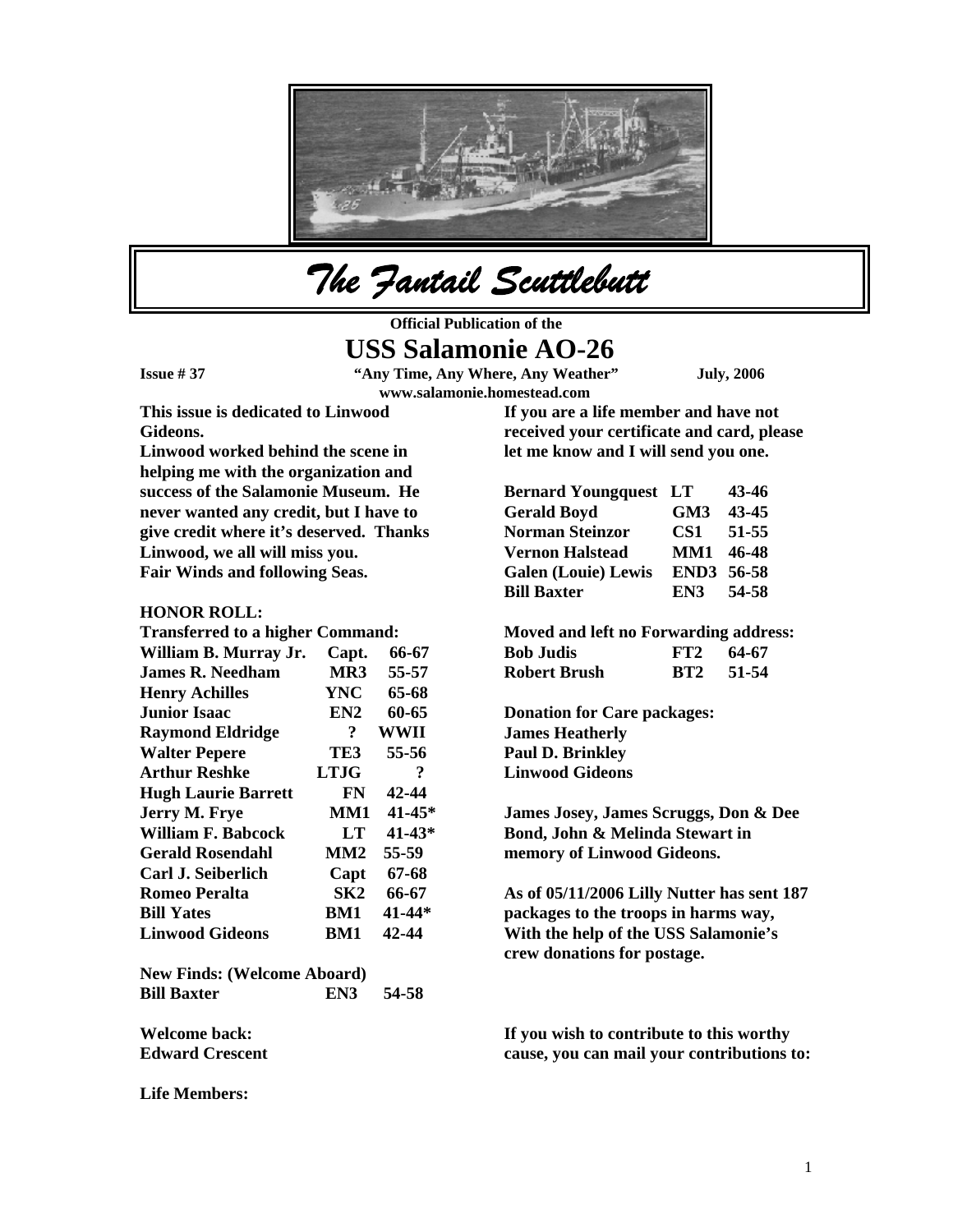# The Fantail Scuttlebutt

**Official Publication of the**

## USS Salamonie AO-26

**Issue # 37** **"Any Time, Any Where, Any Weather"** **July, 2006**

**www.salamonie.homestead.com**

**This issue is dedicated to Linwood Gideons.**
**Linwood worked behind the scene in helping me with the organization and success of the Salamonie Museum. He never wanted any credit, but I have to give credit where it's deserved. Thanks Linwood, we all will miss you.**
**Fair Winds and following Seas.**

**HONOR ROLL:**

**Transferred to a higher Command:**

| | | |
|---|---|---|
| **William B. Murray Jr.** | **Capt.** | **66-67** |
| **James R. Needham** | **MR3** | **55-57** |
| **Henry Achilles** | **YNC** | **65-68** |
| **Junior Isaac** | **EN2** | **60-65** |
| **Raymond Eldridge** | **?** | **WWII** |
| **Walter Pepere** | **TE3** | **55-56** |
| **Arthur Reshke** | **LTJG** | **?** |
| **Hugh Laurie Barrett** | **FN** | **42-44** |
| **Jerry M. Frye** | **MM1** | **41-45*** |
| **William F. Babcock** | **LT** | **41-43*** |
| **Gerald Rosendahl** | **MM2** | **55-59** |
| **Carl J. Seiberlich** | **Capt** | **67-68** |
| **Romeo Peralta** | **SK2** | **66-67** |
| **Bill Yates** | **BM1** | **41-44*** |
| **Linwood Gideons** | **BM1** | **42-44** |

**New Finds: (Welcome Aboard)**

| | | |
|---|---|---|
| **Bill Baxter** | **EN3** | **54-58** |

**Welcome back:**
**Edward Crescent**

**Life Members:**

**If you are a life member and have not received your certificate and card, please let me know and I will send you one.**

| | | |
|---|---|---|
| **Bernard Youngquest** | **LT** | **43-46** |
| **Gerald Boyd** | **GM3** | **43-45** |
| **Norman Steinzor** | **CS1** | **51-55** |
| **Vernon Halstead** | **MM1** | **46-48** |
| **Galen (Louie) Lewis** | **END3** | **56-58** |
| **Bill Baxter** | **EN3** | **54-58** |

**Moved and left no Forwarding address:**

| | | |
|---|---|---|
| **Bob Judis** | **FT2** | **64-67** |
| **Robert Brush** | **BT2** | **51-54** |

**Donation for Care packages:**
**James Heatherly**
**Paul D. Brinkley**
**Linwood Gideons**

**James Josey, James Scruggs, Don & Dee Bond, John & Melinda Stewart in memory of Linwood Gideons.**

**As of 05/11/2006 Lilly Nutter has sent 187 packages to the troops in harms way, With the help of the USS Salamonie's crew donations for postage.**

**If you wish to contribute to this worthy cause, you can mail your contributions to:**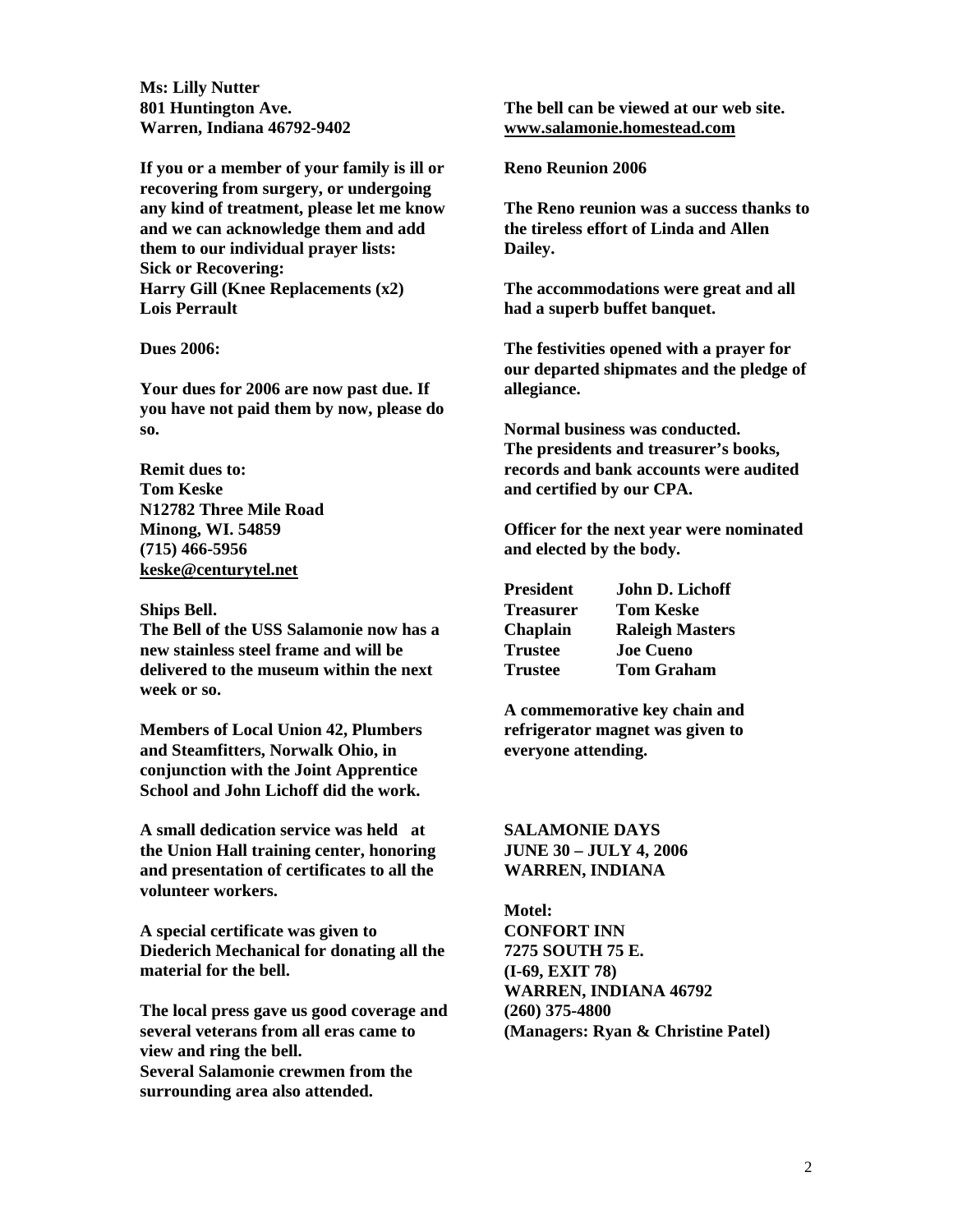**Ms: Lilly Nutter**
**801 Huntington Ave.**
**Warren, Indiana 46792-9402**

**If you or a member of your family is ill or recovering from surgery, or undergoing any kind of treatment, please let me know and we can acknowledge them and add them to our individual prayer lists:**
**Sick or Recovering:**
**Harry Gill (Knee Replacements (x2)**
**Lois Perrault**

**Dues 2006:**

**Your dues for 2006 are now past due. If you have not paid them by now, please do so.**

**Remit dues to:**
**Tom Keske**
**N12782 Three Mile Road**
**Minong, WI. 54859**
**(715) 466-5956**
**keske@centurytel.net**

**Ships Bell.**
**The Bell of the USS Salamonie now has a new stainless steel frame and will be delivered to the museum within the next week or so.**

**Members of Local Union 42, Plumbers and Steamfitters, Norwalk Ohio, in conjunction with the Joint Apprentice School and John Lichoff did the work.**

**A small dedication service was held at the Union Hall training center, honoring and presentation of certificates to all the volunteer workers.**

**A special certificate was given to Diederich Mechanical for donating all the material for the bell.**

**The local press gave us good coverage and several veterans from all eras came to view and ring the bell.**
**Several Salamonie crewmen from the surrounding area also attended.**

**The bell can be viewed at our web site.**
**www.salamonie.homestead.com**

**Reno Reunion 2006**

**The Reno reunion was a success thanks to the tireless effort of Linda and Allen Dailey.**

**The accommodations were great and all had a superb buffet banquet.**

**The festivities opened with a prayer for our departed shipmates and the pledge of allegiance.**

**Normal business was conducted.**
**The presidents and treasurer's books, records and bank accounts were audited and certified by our CPA.**

**Officer for the next year were nominated and elected by the body.**

| | |
|---|---|
| **President** | **John D. Lichoff** |
| **Treasurer** | **Tom Keske** |
| **Chaplain** | **Raleigh Masters** |
| **Trustee** | **Joe Cueno** |
| **Trustee** | **Tom Graham** |

**A commemorative key chain and refrigerator magnet was given to everyone attending.**

**SALAMONIE DAYS**
**JUNE 30 – JULY 4, 2006**
**WARREN, INDIANA**

**Motel:**
**CONFORT INN**
**7275 SOUTH 75 E.**
**(I-69, EXIT 78)**
**WARREN, INDIANA 46792**
**(260) 375-4800**
**(Managers: Ryan & Christine Patel)**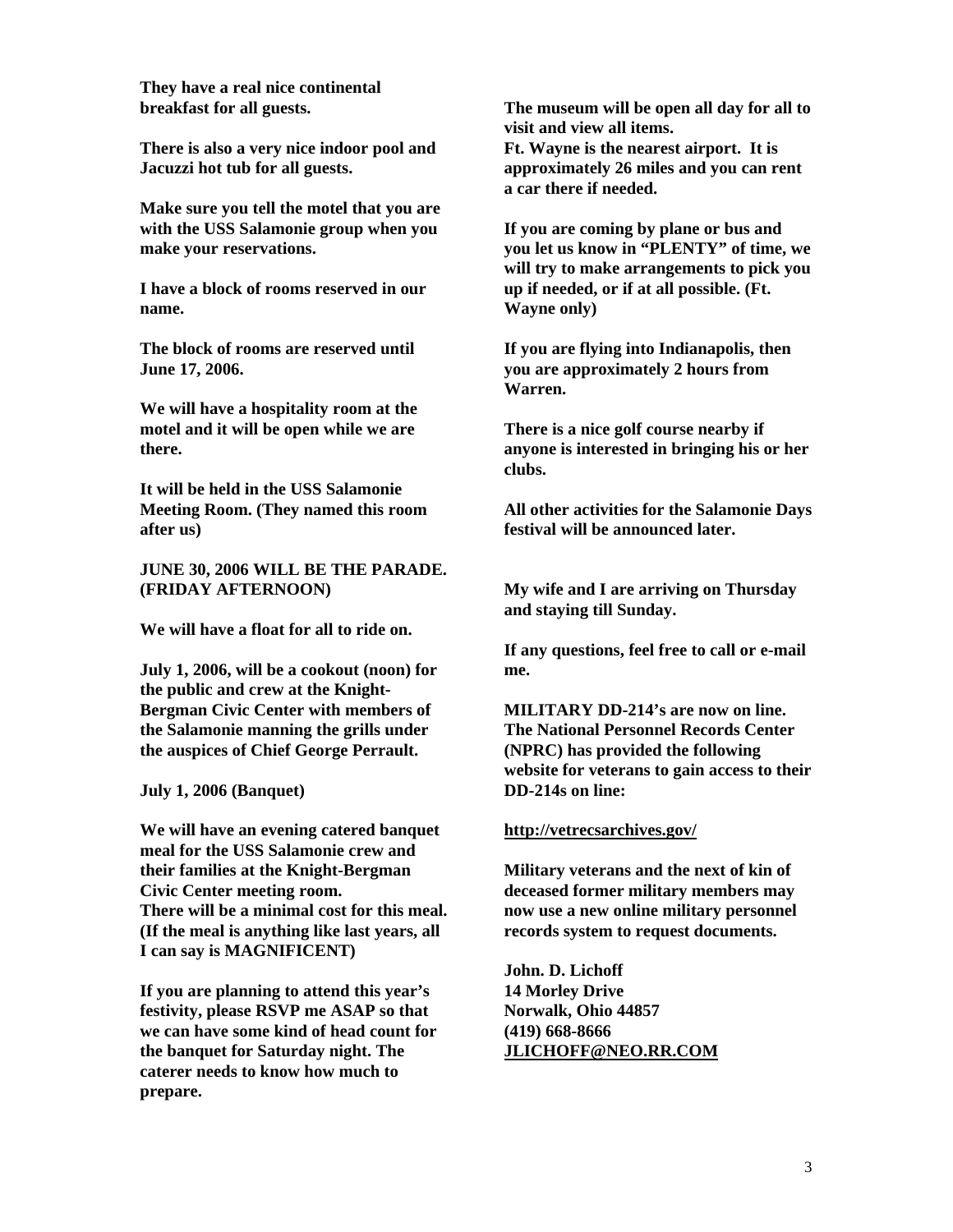**They have a real nice continental breakfast for all guests.**

**There is also a very nice indoor pool and Jacuzzi hot tub for all guests.**

**Make sure you tell the motel that you are with the USS Salamonie group when you make your reservations.**

**I have a block of rooms reserved in our name.**

**The block of rooms are reserved until June 17, 2006.**

**We will have a hospitality room at the motel and it will be open while we are there.**

**It will be held in the USS Salamonie Meeting Room. (They named this room after us)**

**JUNE 30, 2006 WILL BE THE PARADE. (FRIDAY AFTERNOON)**

**We will have a float for all to ride on.**

**July 1, 2006, will be a cookout (noon) for the public and crew at the Knight-Bergman Civic Center with members of the Salamonie manning the grills under the auspices of Chief George Perrault.**

**July 1, 2006 (Banquet)**

**We will have an evening catered banquet meal for the USS Salamonie crew and their families at the Knight-Bergman Civic Center meeting room.**
**There will be a minimal cost for this meal. (If the meal is anything like last years, all I can say is MAGNIFICENT)**

**If you are planning to attend this year's festivity, please RSVP me ASAP so that we can have some kind of head count for the banquet for Saturday night. The caterer needs to know how much to prepare.**

**The museum will be open all day for all to visit and view all items.**
**Ft. Wayne is the nearest airport. It is approximately 26 miles and you can rent a car there if needed.**

**If you are coming by plane or bus and you let us know in "PLENTY" of time, we will try to make arrangements to pick you up if needed, or if at all possible. (Ft. Wayne only)**

**If you are flying into Indianapolis, then you are approximately 2 hours from Warren.**

**There is a nice golf course nearby if anyone is interested in bringing his or her clubs.**

**All other activities for the Salamonie Days festival will be announced later.**

**My wife and I are arriving on Thursday and staying till Sunday.**

**If any questions, feel free to call or e-mail me.**

**MILITARY DD-214's are now on line. The National Personnel Records Center (NPRC) has provided the following website for veterans to gain access to their DD-214s on line:**

**http://vetrecsarchives.gov/**

**Military veterans and the next of kin of deceased former military members may now use a new online military personnel records system to request documents.**

**John. D. Lichoff**
**14 Morley Drive**
**Norwalk, Ohio 44857**
**(419) 668-8666**
**JLICHOFF@NEO.RR.COM**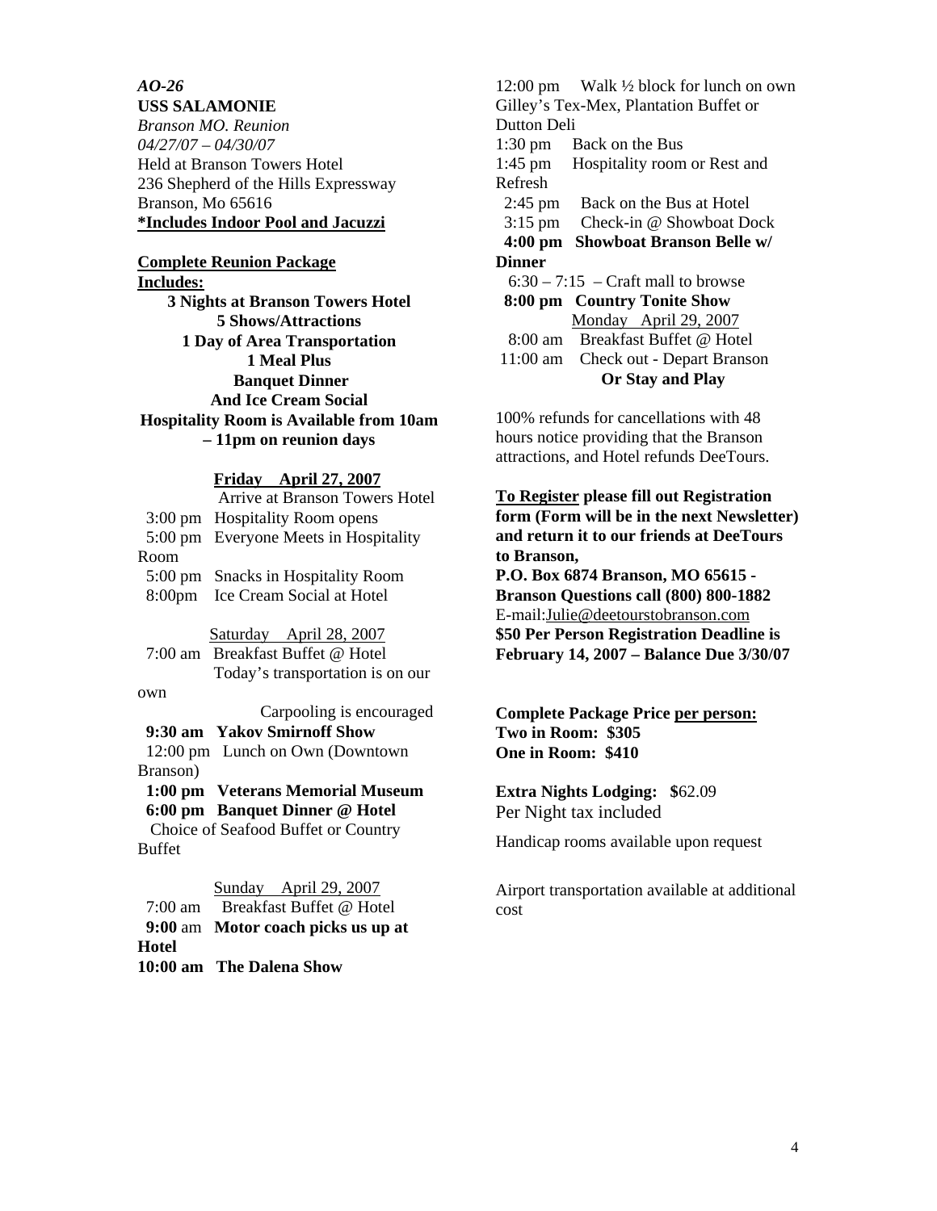*AO-26*

**USS SALAMONIE**

*Branson MO. Reunion*

*04/27/07 – 04/30/07*

Held at Branson Towers Hotel
236 Shepherd of the Hills Expressway
Branson, Mo 65616

**<u>*Includes Indoor Pool and Jacuzzi</u>**

**<u>Complete Reunion Package</u>**

**<u>Includes:</u>**

**3 Nights at Branson Towers Hotel**
**5 Shows/Attractions**
**1 Day of Area Transportation**
**1 Meal Plus**
**Banquet Dinner**
**And Ice Cream Social**
**Hospitality Room is Available from 10am – 11pm on reunion days**

**<u>Friday April 27, 2007</u>**

Arrive at Branson Towers Hotel
3:00 pm Hospitality Room opens
5:00 pm Everyone Meets in Hospitality Room
5:00 pm Snacks in Hospitality Room
8:00pm Ice Cream Social at Hotel

<u>Saturday April 28, 2007</u>

7:00 am Breakfast Buffet @ Hotel
Today's transportation is on our own
Carpooling is encouraged
**9:30 am Yakov Smirnoff Show**
12:00 pm Lunch on Own (Downtown Branson)
**1:00 pm Veterans Memorial Museum**
**6:00 pm Banquet Dinner @ Hotel**
Choice of Seafood Buffet or Country Buffet

<u>Sunday April 29, 2007</u>

7:00 am Breakfast Buffet @ Hotel
**9:00** am **Motor coach picks us up at Hotel**
**10:00 am The Dalena Show**
12:00 pm Walk ½ block for lunch on own Gilley's Tex-Mex, Plantation Buffet or Dutton Deli
1:30 pm Back on the Bus
1:45 pm Hospitality room or Rest and Refresh
2:45 pm Back on the Bus at Hotel
3:15 pm Check-in @ Showboat Dock
**4:00 pm Showboat Branson Belle w/ Dinner**
6:30 – 7:15 – Craft mall to browse
**8:00 pm Country Tonite Show**

<u>Monday April 29, 2007</u>

8:00 am Breakfast Buffet @ Hotel
11:00 am Check out - Depart Branson
**Or Stay and Play**

100% refunds for cancellations with 48 hours notice providing that the Branson attractions, and Hotel refunds DeeTours.

**<u>To Register</u> please fill out Registration form (Form will be in the next Newsletter) and return it to our friends at DeeTours to Branson,**
**P.O. Box 6874 Branson, MO 65615 - Branson Questions call (800) 800-1882**
E-mail:<u>Julie@deetourstobranson.com</u>
**$50 Per Person Registration Deadline is February 14, 2007 – Balance Due 3/30/07**

**Complete Package Price <u>per person:</u>**
**Two in Room: $305**
**One in Room: $410**

**Extra Nights Lodging: $**62.09
Per Night tax included

Handicap rooms available upon request

Airport transportation available at additional cost